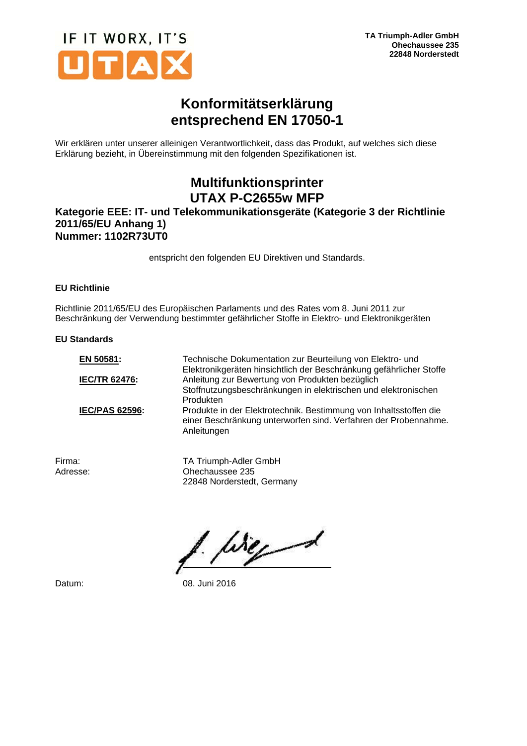IF IT WORX, IT'S UTAX

**TA Triumph-Adler GmbH**
**Ohechaussee 235**
**22848 Norderstedt**

# Konformitätserklärung entsprechend EN 17050-1

Wir erklären unter unserer alleinigen Verantwortlichkeit, dass das Produkt, auf welches sich diese Erklärung bezieht, in Übereinstimmung mit den folgenden Spezifikationen ist.

## Multifunktionsprinter UTAX P-C2655w MFP

**Kategorie EEE: IT- und Telekommunikationsgeräte (Kategorie 3 der Richtlinie 2011/65/EU Anhang 1)**
**Nummer: 1102R73UT0**

entspricht den folgenden EU Direktiven und Standards.

**EU Richtlinie**

Richtlinie 2011/65/EU des Europäischen Parlaments und des Rates vom 8. Juni 2011 zur Beschränkung der Verwendung bestimmter gefährlicher Stoffe in Elektro- und Elektronikgeräten

**EU Standards**

| | |
|---|---|
| **EN 50581:** | Technische Dokumentation zur Beurteilung von Elektro- und Elektronikgeräten hinsichtlich der Beschränkung gefährlicher Stoffe |
| **IEC/TR 62476:** | Anleitung zur Bewertung von Produkten bezüglich Stoffnutzungsbeschränkungen in elektrischen und elektronischen Produkten |
| **IEC/PAS 62596:** | Produkte in der Elektrotechnik. Bestimmung von Inhaltsstoffen die einer Beschränkung unterworfen sind. Verfahren der Probennahme. Anleitungen |

Firma: TA Triumph-Adler GmbH
Adresse: Ohechaussee 235
22848 Norderstedt, Germany

Datum: 08. Juni 2016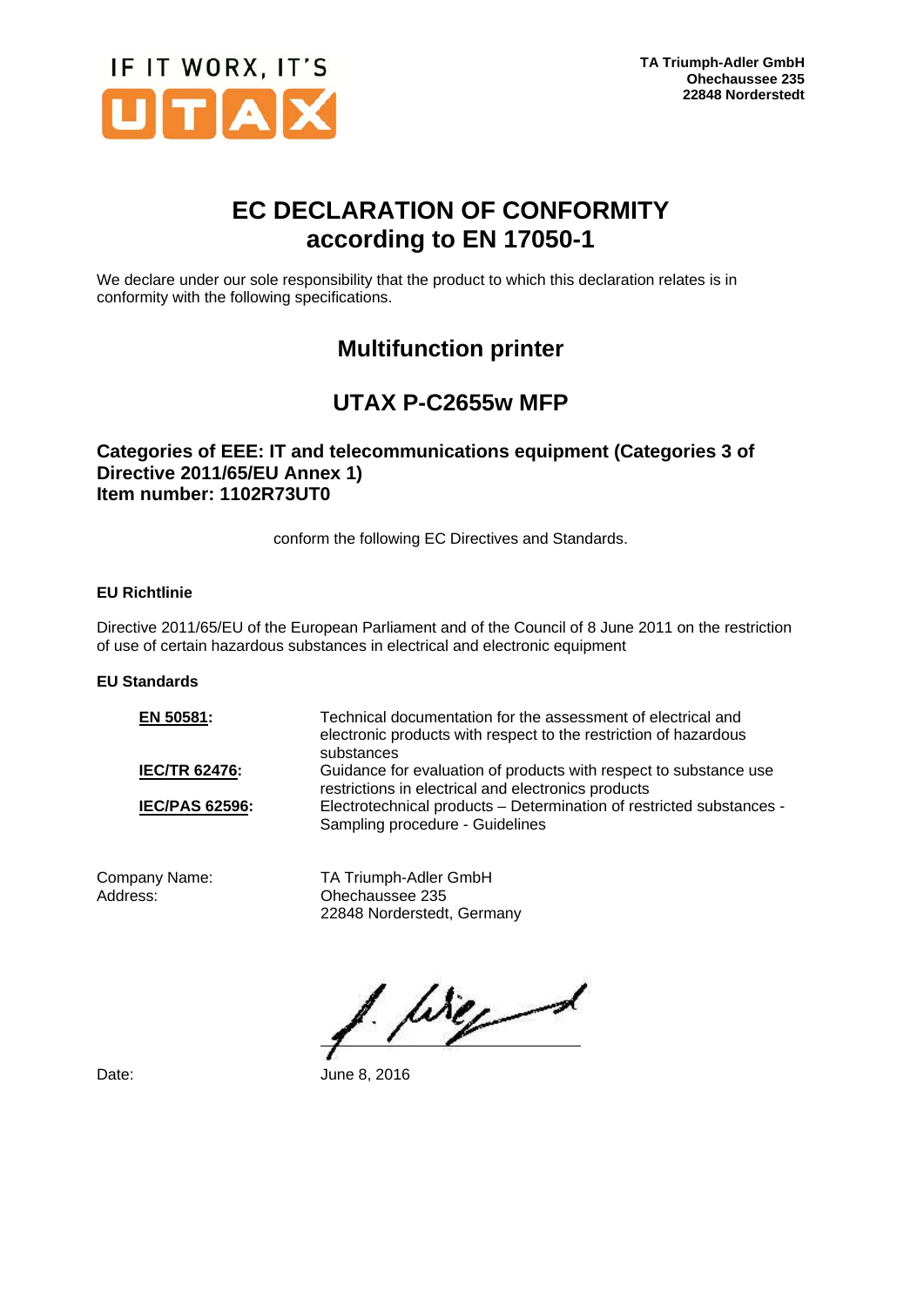IF IT WORX, IT'S UTAX

**TA Triumph-Adler GmbH**
**Ohechaussee 235**
**22848 Norderstedt**

# EC DECLARATION OF CONFORMITY according to EN 17050-1

We declare under our sole responsibility that the product to which this declaration relates is in conformity with the following specifications.

## Multifunction printer

## UTAX P-C2655w MFP

### Categories of EEE: IT and telecommunications equipment (Categories 3 of Directive 2011/65/EU Annex 1)
### Item number: 1102R73UT0

conform the following EC Directives and Standards.

**EU Richtlinie**

Directive 2011/65/EU of the European Parliament and of the Council of 8 June 2011 on the restriction of use of certain hazardous substances in electrical and electronic equipment

**EU Standards**

| | |
|---|---|
| **EN 50581:** | Technical documentation for the assessment of electrical and electronic products with respect to the restriction of hazardous substances |
| **IEC/TR 62476:** | Guidance for evaluation of products with respect to substance use restrictions in electrical and electronics products |
| **IEC/PAS 62596:** | Electrotechnical products – Determination of restricted substances - Sampling procedure - Guidelines |

| | |
|---|---|
| Company Name: | TA Triumph-Adler GmbH |
| Address: | Ohechaussee 235<br>22848 Norderstedt, Germany |

Date: June 8, 2016